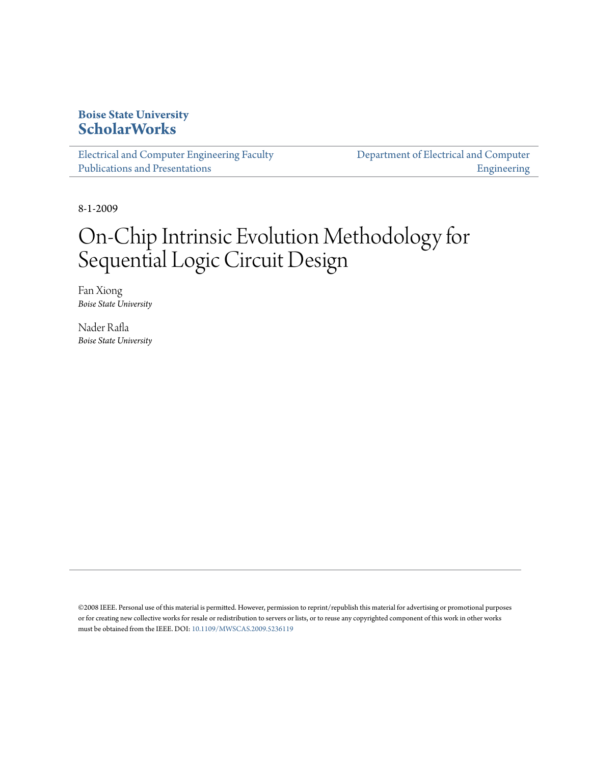**Boise State University**
**ScholarWorks**

Electrical and Computer Engineering Faculty Publications and Presentations

Department of Electrical and Computer Engineering

8-1-2009

# On-Chip Intrinsic Evolution Methodology for Sequential Logic Circuit Design

Fan Xiong
*Boise State University*

Nader Rafla
*Boise State University*

©2008 IEEE. Personal use of this material is permitted. However, permission to reprint/republish this material for advertising or promotional purposes or for creating new collective works for resale or redistribution to servers or lists, or to reuse any copyrighted component of this work in other works must be obtained from the IEEE. DOI: 10.1109/MWSCAS.2009.5236119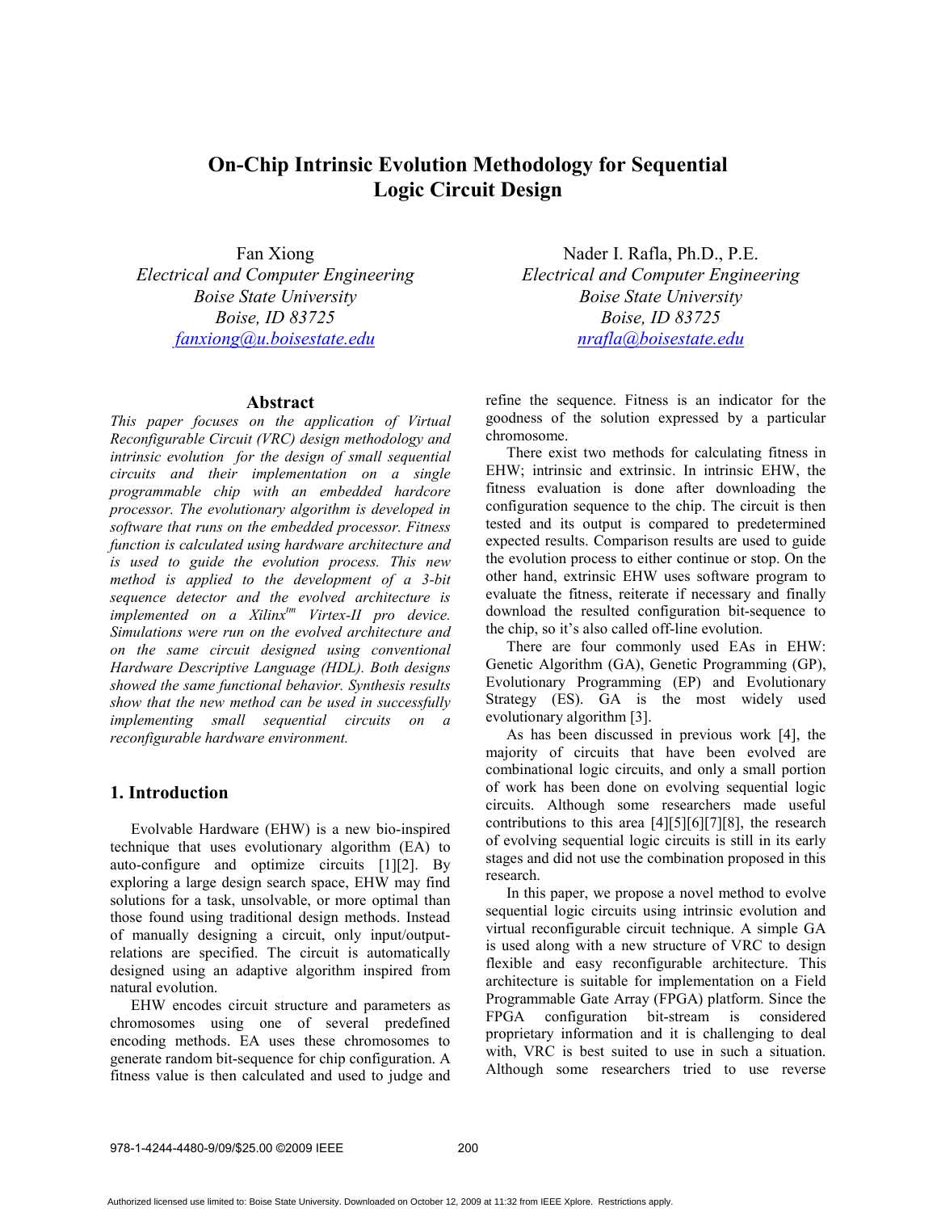# On-Chip Intrinsic Evolution Methodology for Sequential Logic Circuit Design

Fan Xiong
*Electrical and Computer Engineering*
*Boise State University*
*Boise, ID 83725*
*fanxiong@u.boisestate.edu*

Nader I. Rafla, Ph.D., P.E.
*Electrical and Computer Engineering*
*Boise State University*
*Boise, ID 83725*
*nrafla@boisestate.edu*

## Abstract

*This paper focuses on the application of Virtual Reconfigurable Circuit (VRC) design methodology and intrinsic evolution for the design of small sequential circuits and their implementation on a single programmable chip with an embedded hardcore processor. The evolutionary algorithm is developed in software that runs on the embedded processor. Fitness function is calculated using hardware architecture and is used to guide the evolution process. This new method is applied to the development of a 3-bit sequence detector and the evolved architecture is implemented on a Xilinx<sup>tm</sup> Virtex-II pro device. Simulations were run on the evolved architecture and on the same circuit designed using conventional Hardware Descriptive Language (HDL). Both designs showed the same functional behavior. Synthesis results show that the new method can be used in successfully implementing small sequential circuits on a reconfigurable hardware environment.*

## 1. Introduction

Evolvable Hardware (EHW) is a new bio-inspired technique that uses evolutionary algorithm (EA) to auto-configure and optimize circuits [1][2]. By exploring a large design search space, EHW may find solutions for a task, unsolvable, or more optimal than those found using traditional design methods. Instead of manually designing a circuit, only input/output-relations are specified. The circuit is automatically designed using an adaptive algorithm inspired from natural evolution.

EHW encodes circuit structure and parameters as chromosomes using one of several predefined encoding methods. EA uses these chromosomes to generate random bit-sequence for chip configuration. A fitness value is then calculated and used to judge and refine the sequence. Fitness is an indicator for the goodness of the solution expressed by a particular chromosome.

There exist two methods for calculating fitness in EHW; intrinsic and extrinsic. In intrinsic EHW, the fitness evaluation is done after downloading the configuration sequence to the chip. The circuit is then tested and its output is compared to predetermined expected results. Comparison results are used to guide the evolution process to either continue or stop. On the other hand, extrinsic EHW uses software program to evaluate the fitness, reiterate if necessary and finally download the resulted configuration bit-sequence to the chip, so it's also called off-line evolution.

There are four commonly used EAs in EHW: Genetic Algorithm (GA), Genetic Programming (GP), Evolutionary Programming (EP) and Evolutionary Strategy (ES). GA is the most widely used evolutionary algorithm [3].

As has been discussed in previous work [4], the majority of circuits that have been evolved are combinational logic circuits, and only a small portion of work has been done on evolving sequential logic circuits. Although some researchers made useful contributions to this area [4][5][6][7][8], the research of evolving sequential logic circuits is still in its early stages and did not use the combination proposed in this research.

In this paper, we propose a novel method to evolve sequential logic circuits using intrinsic evolution and virtual reconfigurable circuit technique. A simple GA is used along with a new structure of VRC to design flexible and easy reconfigurable architecture. This architecture is suitable for implementation on a Field Programmable Gate Array (FPGA) platform. Since the FPGA configuration bit-stream is considered proprietary information and it is challenging to deal with, VRC is best suited to use in such a situation. Although some researchers tried to use reverse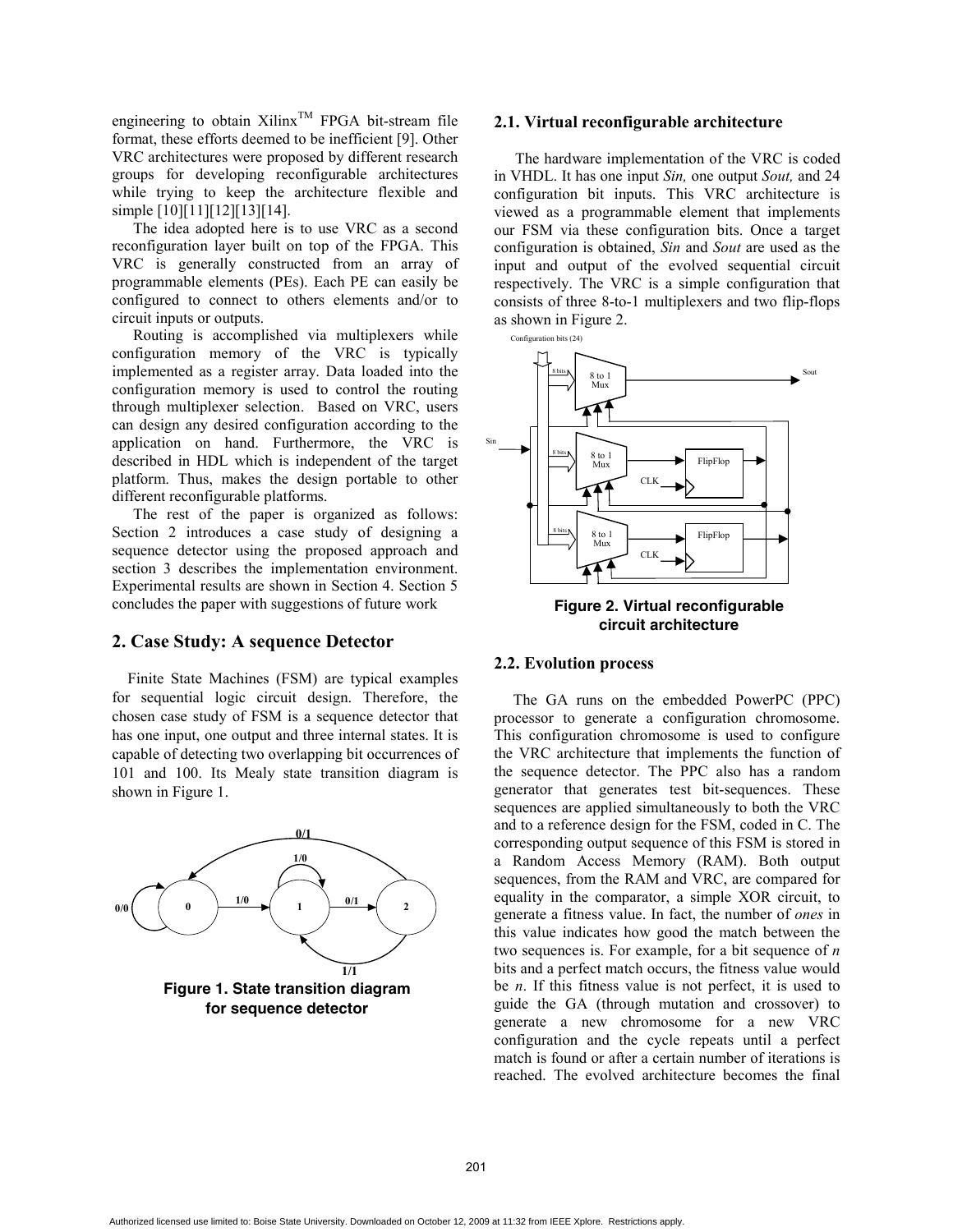engineering to obtain Xilinx[TM] FPGA bit-stream file format, these efforts deemed to be inefficient [9]. Other VRC architectures were proposed by different research groups for developing reconfigurable architectures while trying to keep the architecture flexible and simple [10][11][12][13][14].

The idea adopted here is to use VRC as a second reconfiguration layer built on top of the FPGA. This VRC is generally constructed from an array of programmable elements (PEs). Each PE can easily be configured to connect to others elements and/or to circuit inputs or outputs.

Routing is accomplished via multiplexers while configuration memory of the VRC is typically implemented as a register array. Data loaded into the configuration memory is used to control the routing through multiplexer selection. Based on VRC, users can design any desired configuration according to the application on hand. Furthermore, the VRC is described in HDL which is independent of the target platform. Thus, makes the design portable to other different reconfigurable platforms.

The rest of the paper is organized as follows: Section 2 introduces a case study of designing a sequence detector using the proposed approach and section 3 describes the implementation environment. Experimental results are shown in Section 4. Section 5 concludes the paper with suggestions of future work

## 2. Case Study: A sequence Detector

Finite State Machines (FSM) are typical examples for sequential logic circuit design. Therefore, the chosen case study of FSM is a sequence detector that has one input, one output and three internal states. It is capable of detecting two overlapping bit occurrences of 101 and 100. Its Mealy state transition diagram is shown in Figure 1.

**Figure 1. State transition diagram for sequence detector**

### 2.1. Virtual reconfigurable architecture

The hardware implementation of the VRC is coded in VHDL. It has one input *Sin,* one output *Sout,* and 24 configuration bit inputs. This VRC architecture is viewed as a programmable element that implements our FSM via these configuration bits. Once a target configuration is obtained, *Sin* and *Sout* are used as the input and output of the evolved sequential circuit respectively. The VRC is a simple configuration that consists of three 8-to-1 multiplexers and two flip-flops as shown in Figure 2.

**Figure 2. Virtual reconfigurable circuit architecture**

### 2.2. Evolution process

The GA runs on the embedded PowerPC (PPC) processor to generate a configuration chromosome. This configuration chromosome is used to configure the VRC architecture that implements the function of the sequence detector. The PPC also has a random generator that generates test bit-sequences. These sequences are applied simultaneously to both the VRC and to a reference design for the FSM, coded in C. The corresponding output sequence of this FSM is stored in a Random Access Memory (RAM). Both output sequences, from the RAM and VRC, are compared for equality in the comparator, a simple XOR circuit, to generate a fitness value. In fact, the number of *ones* in this value indicates how good the match between the two sequences is. For example, for a bit sequence of *n* bits and a perfect match occurs, the fitness value would be *n*. If this fitness value is not perfect, it is used to guide the GA (through mutation and crossover) to generate a new chromosome for a new VRC configuration and the cycle repeats until a perfect match is found or after a certain number of iterations is reached. The evolved architecture becomes the final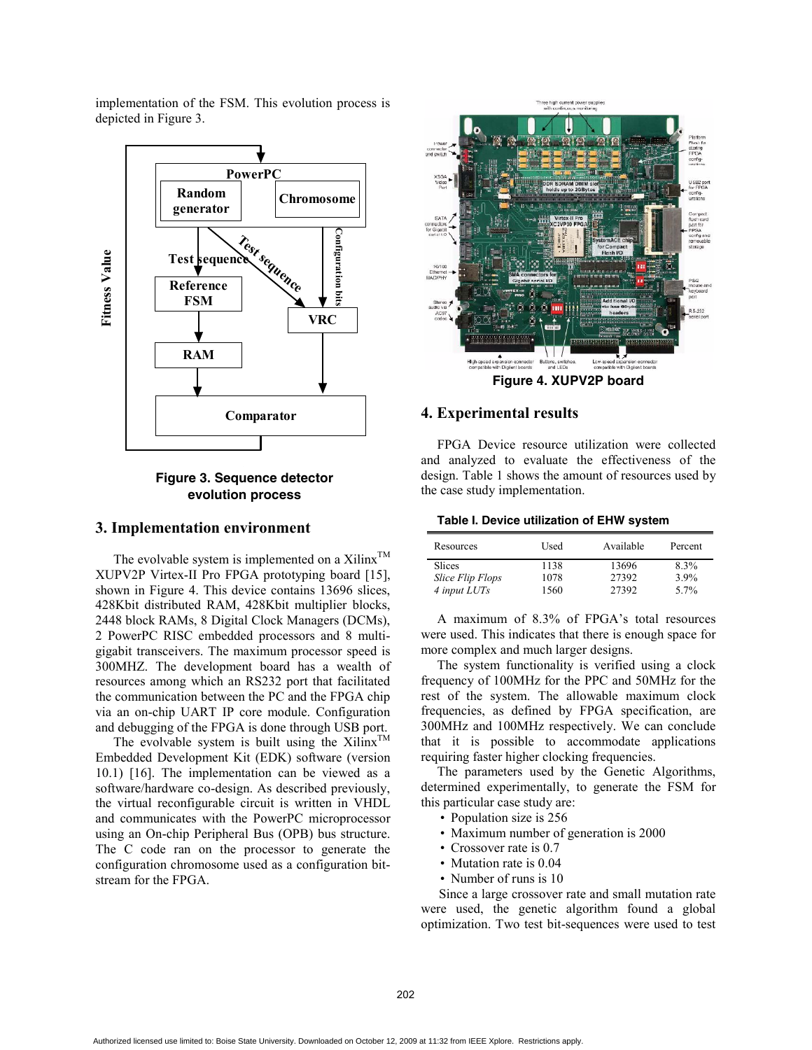implementation of the FSM. This evolution process is depicted in Figure 3.

Figure 3. Sequence detector evolution process

## 3. Implementation environment

The evolvable system is implemented on a Xilinx™ XUPV2P Virtex-II Pro FPGA prototyping board [15], shown in Figure 4. This device contains 13696 slices, 428Kbit distributed RAM, 428Kbit multiplier blocks, 2448 block RAMs, 8 Digital Clock Managers (DCMs), 2 PowerPC RISC embedded processors and 8 multi-gigabit transceivers. The maximum processor speed is 300MHZ. The development board has a wealth of resources among which an RS232 port that facilitated the communication between the PC and the FPGA chip via an on-chip UART IP core module. Configuration and debugging of the FPGA is done through USB port.

The evolvable system is built using the Xilinx™ Embedded Development Kit (EDK) software (version 10.1) [16]. The implementation can be viewed as a software/hardware co-design. As described previously, the virtual reconfigurable circuit is written in VHDL and communicates with the PowerPC microprocessor using an On-chip Peripheral Bus (OPB) bus structure. The C code ran on the processor to generate the configuration chromosome used as a configuration bit-stream for the FPGA.

Figure 4. XUPV2P board

## 4. Experimental results

FPGA Device resource utilization were collected and analyzed to evaluate the effectiveness of the design. Table 1 shows the amount of resources used by the case study implementation.

**Table I. Device utilization of EHW system**

| Resources | Used | Available | Percent |
|---|---|---|---|
| Slices | 1138 | 13696 | 8.3% |
| *Slice Flip Flops* | 1078 | 27392 | 3.9% |
| *4 input LUTs* | 1560 | 27392 | 5.7% |

A maximum of 8.3% of FPGA's total resources were used. This indicates that there is enough space for more complex and much larger designs.

The system functionality is verified using a clock frequency of 100MHz for the PPC and 50MHz for the rest of the system. The allowable maximum clock frequencies, as defined by FPGA specification, are 300MHz and 100MHz respectively. We can conclude that it is possible to accommodate applications requiring faster higher clocking frequencies.

The parameters used by the Genetic Algorithms, determined experimentally, to generate the FSM for this particular case study are:

- Population size is 256
- Maximum number of generation is 2000
- Crossover rate is 0.7
- Mutation rate is 0.04
- Number of runs is 10

Since a large crossover rate and small mutation rate were used, the genetic algorithm found a global optimization. Two test bit-sequences were used to test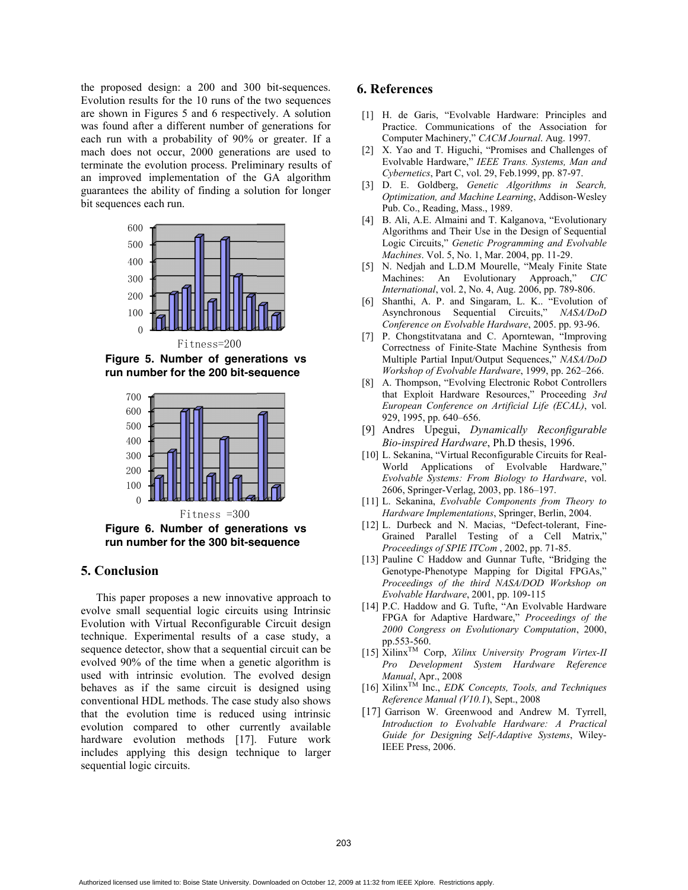the proposed design: a 200 and 300 bit-sequences. Evolution results for the 10 runs of the two sequences are shown in Figures 5 and 6 respectively. A solution was found after a different number of generations for each run with a probability of 90% or greater. If a mach does not occur, 2000 generations are used to terminate the evolution process. Preliminary results of an improved implementation of the GA algorithm guarantees the ability of finding a solution for longer bit sequences each run.

600
500
400
300
200
100
0
Fitness=200

**Figure 5. Number of generations vs run number for the 200 bit-sequence**

700
600
500
400
300
200
100
0
Fitness =300

**Figure 6. Number of generations vs run number for the 300 bit-sequence**

## 5. Conclusion

This paper proposes a new innovative approach to evolve small sequential logic circuits using Intrinsic Evolution with Virtual Reconfigurable Circuit design technique. Experimental results of a case study, a sequence detector, show that a sequential circuit can be evolved 90% of the time when a genetic algorithm is used with intrinsic evolution. The evolved design behaves as if the same circuit is designed using conventional HDL methods. The case study also shows that the evolution time is reduced using intrinsic evolution compared to other currently available hardware evolution methods [17]. Future work includes applying this design technique to larger sequential logic circuits.

## 6. References

[1] H. de Garis, "Evolvable Hardware: Principles and Practice. Communications of the Association for Computer Machinery," *CACM Journal*. Aug. 1997.

[2] X. Yao and T. Higuchi, "Promises and Challenges of Evolvable Hardware," *IEEE Trans. Systems, Man and Cybernetics*, Part C, vol. 29, Feb.1999, pp. 87-97.

[3] D. E. Goldberg, *Genetic Algorithms in Search, Optimization, and Machine Learning*, Addison-Wesley Pub. Co., Reading, Mass., 1989.

[4] B. Ali, A.E. Almaini and T. Kalganova, "Evolutionary Algorithms and Their Use in the Design of Sequential Logic Circuits," *Genetic Programming and Evolvable Machines*. Vol. 5, No. 1, Mar. 2004, pp. 11-29.

[5] N. Nedjah and L.D.M Mourelle, "Mealy Finite State Machines: An Evolutionary Approach," *CIC International*, vol. 2, No. 4, Aug. 2006, pp. 789-806.

[6] Shanthi, A. P. and Singaram, L. K.. "Evolution of Asynchronous Sequential Circuits," *NASA/DoD Conference on Evolvable Hardware*, 2005. pp. 93-96.

[7] P. Chongstitvatana and C. Aporntewan, "Improving Correctness of Finite-State Machine Synthesis from Multiple Partial Input/Output Sequences," *NASA/DoD Workshop of Evolvable Hardware*, 1999, pp. 262–266.

[8] A. Thompson, "Evolving Electronic Robot Controllers that Exploit Hardware Resources," Proceeding *3rd European Conference on Artificial Life (ECAL)*, vol. 929, 1995, pp. 640–656.

[9] Andres Upegui, *Dynamically Reconfigurable Bio-inspired Hardware*, Ph.D thesis, 1996.

[10] L. Sekanina, "Virtual Reconfigurable Circuits for Real-World Applications of Evolvable Hardware," *Evolvable Systems: From Biology to Hardware*, vol. 2606, Springer-Verlag, 2003, pp. 186–197.

[11] L. Sekanina, *Evolvable Components from Theory to Hardware Implementations*, Springer, Berlin, 2004.

[12] L. Durbeck and N. Macias, "Defect-tolerant, Fine-Grained Parallel Testing of a Cell Matrix," *Proceedings of SPIE ITCom* , 2002, pp. 71-85.

[13] Pauline C Haddow and Gunnar Tufte, "Bridging the Genotype-Phenotype Mapping for Digital FPGAs," *Proceedings of the third NASA/DOD Workshop on Evolvable Hardware*, 2001, pp. 109-115

[14] P.C. Haddow and G. Tufte, "An Evolvable Hardware FPGA for Adaptive Hardware," *Proceedings of the 2000 Congress on Evolutionary Computation*, 2000, pp.553-560.

[15] Xilinx[TM] Corp, *Xilinx University Program Virtex-II Pro Development System Hardware Reference Manual*, Apr., 2008

[16] Xilinx[TM] Inc., *EDK Concepts, Tools, and Techniques Reference Manual (V10.1)*, Sept., 2008

[17] Garrison W. Greenwood and Andrew M. Tyrrell, *Introduction to Evolvable Hardware: A Practical Guide for Designing Self-Adaptive Systems*, Wiley-IEEE Press, 2006.